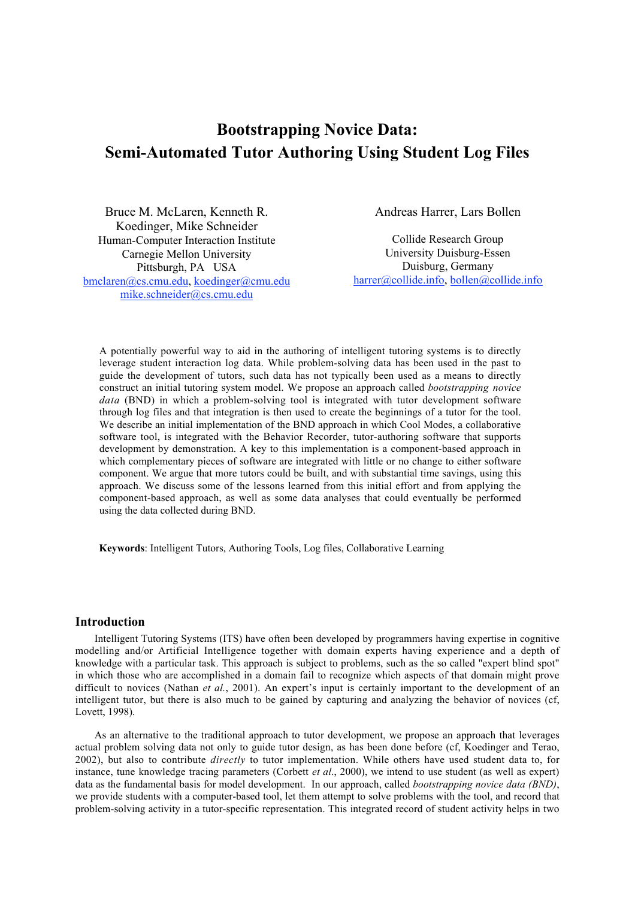# Bootstrapping Novice Data: Semi-Automated Tutor Authoring Using Student Log Files

Bruce M. McLaren, Kenneth R. Koedinger, Mike Schneider
Human-Computer Interaction Institute
Carnegie Mellon University
Pittsburgh, PA USA
bmclaren@cs.cmu.edu, koedinger@cmu.edu
mike.schneider@cs.cmu.edu

Andreas Harrer, Lars Bollen
Collide Research Group
University Duisburg-Essen
Duisburg, Germany
harrer@collide.info, bollen@collide.info

A potentially powerful way to aid in the authoring of intelligent tutoring systems is to directly leverage student interaction log data. While problem-solving data has been used in the past to guide the development of tutors, such data has not typically been used as a means to directly construct an initial tutoring system model. We propose an approach called *bootstrapping novice data* (BND) in which a problem-solving tool is integrated with tutor development software through log files and that integration is then used to create the beginnings of a tutor for the tool. We describe an initial implementation of the BND approach in which Cool Modes, a collaborative software tool, is integrated with the Behavior Recorder, tutor-authoring software that supports development by demonstration. A key to this implementation is a component-based approach in which complementary pieces of software are integrated with little or no change to either software component. We argue that more tutors could be built, and with substantial time savings, using this approach. We discuss some of the lessons learned from this initial effort and from applying the component-based approach, as well as some data analyses that could eventually be performed using the data collected during BND.

**Keywords**: Intelligent Tutors, Authoring Tools, Log files, Collaborative Learning

## Introduction

Intelligent Tutoring Systems (ITS) have often been developed by programmers having expertise in cognitive modelling and/or Artificial Intelligence together with domain experts having experience and a depth of knowledge with a particular task. This approach is subject to problems, such as the so called "expert blind spot" in which those who are accomplished in a domain fail to recognize which aspects of that domain might prove difficult to novices (Nathan *et al.*, 2001). An expert's input is certainly important to the development of an intelligent tutor, but there is also much to be gained by capturing and analyzing the behavior of novices (cf, Lovett, 1998).

As an alternative to the traditional approach to tutor development, we propose an approach that leverages actual problem solving data not only to guide tutor design, as has been done before (cf, Koedinger and Terao, 2002), but also to contribute *directly* to tutor implementation. While others have used student data to, for instance, tune knowledge tracing parameters (Corbett *et al*., 2000), we intend to use student (as well as expert) data as the fundamental basis for model development. In our approach, called *bootstrapping novice data (BND)*, we provide students with a computer-based tool, let them attempt to solve problems with the tool, and record that problem-solving activity in a tutor-specific representation. This integrated record of student activity helps in two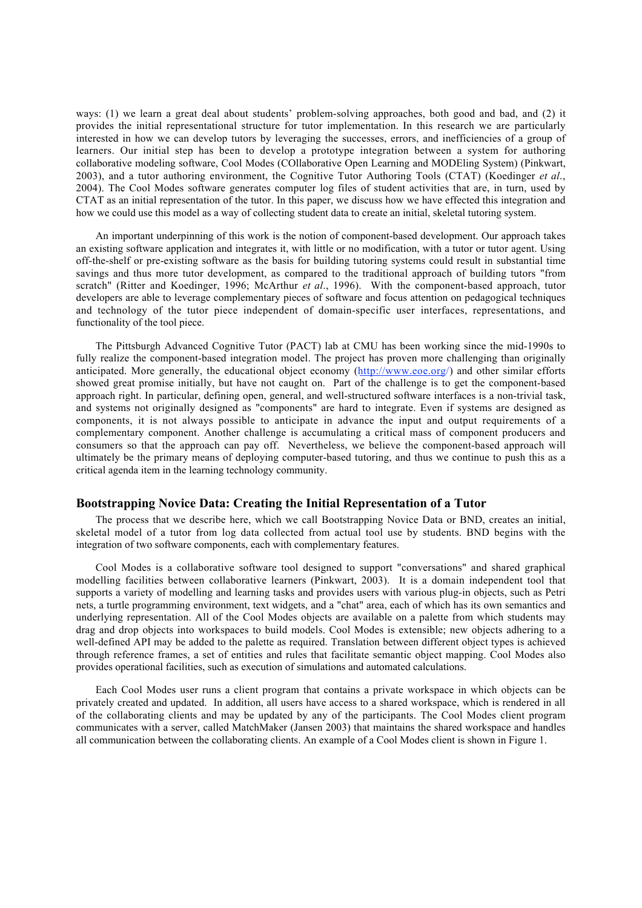ways: (1) we learn a great deal about students' problem-solving approaches, both good and bad, and (2) it provides the initial representational structure for tutor implementation. In this research we are particularly interested in how we can develop tutors by leveraging the successes, errors, and inefficiencies of a group of learners. Our initial step has been to develop a prototype integration between a system for authoring collaborative modeling software, Cool Modes (COllaborative Open Learning and MODEling System) (Pinkwart, 2003), and a tutor authoring environment, the Cognitive Tutor Authoring Tools (CTAT) (Koedinger *et al*., 2004). The Cool Modes software generates computer log files of student activities that are, in turn, used by CTAT as an initial representation of the tutor. In this paper, we discuss how we have effected this integration and how we could use this model as a way of collecting student data to create an initial, skeletal tutoring system.

An important underpinning of this work is the notion of component-based development. Our approach takes an existing software application and integrates it, with little or no modification, with a tutor or tutor agent. Using off-the-shelf or pre-existing software as the basis for building tutoring systems could result in substantial time savings and thus more tutor development, as compared to the traditional approach of building tutors "from scratch" (Ritter and Koedinger, 1996; McArthur *et al*., 1996). With the component-based approach, tutor developers are able to leverage complementary pieces of software and focus attention on pedagogical techniques and technology of the tutor piece independent of domain-specific user interfaces, representations, and functionality of the tool piece.

The Pittsburgh Advanced Cognitive Tutor (PACT) lab at CMU has been working since the mid-1990s to fully realize the component-based integration model. The project has proven more challenging than originally anticipated. More generally, the educational object economy (http://www.eoe.org/) and other similar efforts showed great promise initially, but have not caught on. Part of the challenge is to get the component-based approach right. In particular, defining open, general, and well-structured software interfaces is a non-trivial task, and systems not originally designed as "components" are hard to integrate. Even if systems are designed as components, it is not always possible to anticipate in advance the input and output requirements of a complementary component. Another challenge is accumulating a critical mass of component producers and consumers so that the approach can pay off. Nevertheless, we believe the component-based approach will ultimately be the primary means of deploying computer-based tutoring, and thus we continue to push this as a critical agenda item in the learning technology community.

## Bootstrapping Novice Data: Creating the Initial Representation of a Tutor

The process that we describe here, which we call Bootstrapping Novice Data or BND, creates an initial, skeletal model of a tutor from log data collected from actual tool use by students. BND begins with the integration of two software components, each with complementary features.

Cool Modes is a collaborative software tool designed to support "conversations" and shared graphical modelling facilities between collaborative learners (Pinkwart, 2003). It is a domain independent tool that supports a variety of modelling and learning tasks and provides users with various plug-in objects, such as Petri nets, a turtle programming environment, text widgets, and a "chat" area, each of which has its own semantics and underlying representation. All of the Cool Modes objects are available on a palette from which students may drag and drop objects into workspaces to build models. Cool Modes is extensible; new objects adhering to a well-defined API may be added to the palette as required. Translation between different object types is achieved through reference frames, a set of entities and rules that facilitate semantic object mapping. Cool Modes also provides operational facilities, such as execution of simulations and automated calculations.

Each Cool Modes user runs a client program that contains a private workspace in which objects can be privately created and updated. In addition, all users have access to a shared workspace, which is rendered in all of the collaborating clients and may be updated by any of the participants. The Cool Modes client program communicates with a server, called MatchMaker (Jansen 2003) that maintains the shared workspace and handles all communication between the collaborating clients. An example of a Cool Modes client is shown in Figure 1.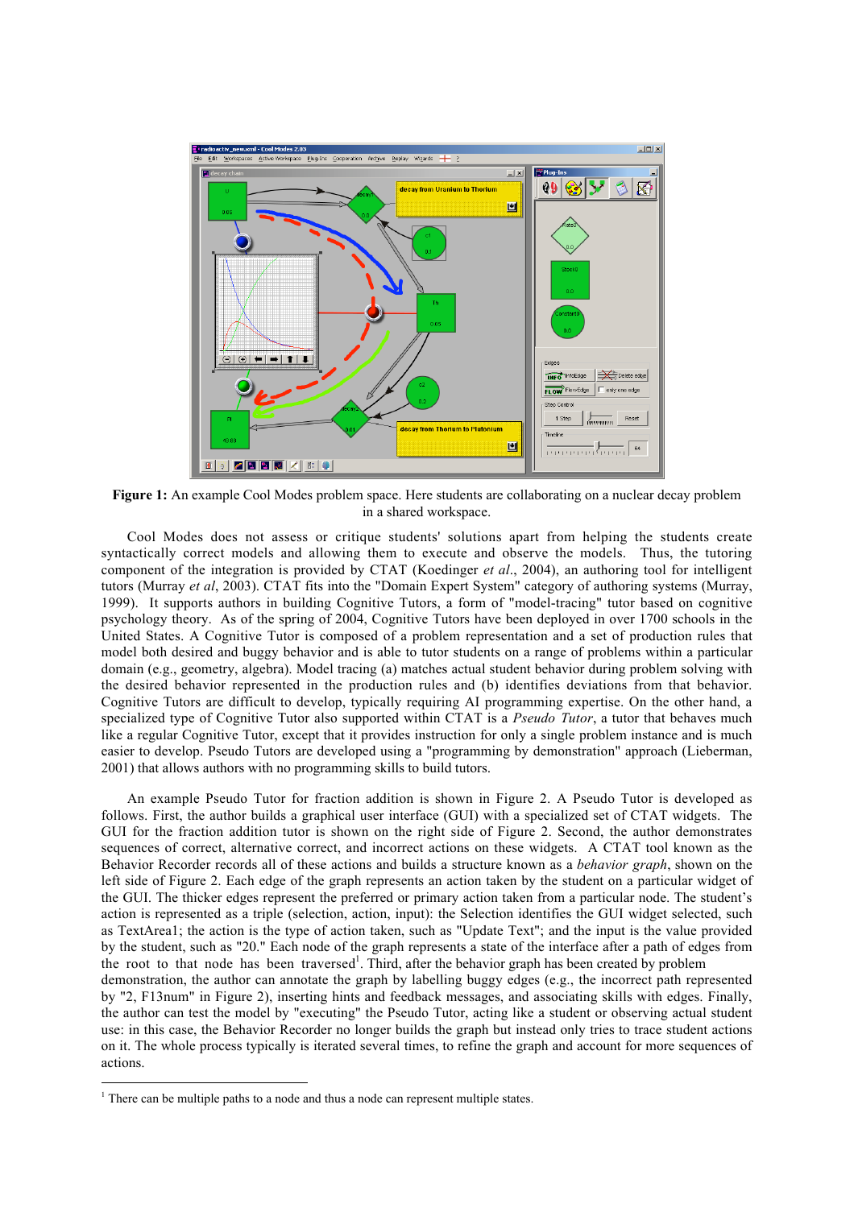**Figure 1:** An example Cool Modes problem space. Here students are collaborating on a nuclear decay problem in a shared workspace.

Cool Modes does not assess or critique students' solutions apart from helping the students create syntactically correct models and allowing them to execute and observe the models. Thus, the tutoring component of the integration is provided by CTAT (Koedinger *et al.*, 2004), an authoring tool for intelligent tutors (Murray *et al*, 2003). CTAT fits into the "Domain Expert System" category of authoring systems (Murray, 1999). It supports authors in building Cognitive Tutors, a form of "model-tracing" tutor based on cognitive psychology theory. As of the spring of 2004, Cognitive Tutors have been deployed in over 1700 schools in the United States. A Cognitive Tutor is composed of a problem representation and a set of production rules that model both desired and buggy behavior and is able to tutor students on a range of problems within a particular domain (e.g., geometry, algebra). Model tracing (a) matches actual student behavior during problem solving with the desired behavior represented in the production rules and (b) identifies deviations from that behavior. Cognitive Tutors are difficult to develop, typically requiring AI programming expertise. On the other hand, a specialized type of Cognitive Tutor also supported within CTAT is a *Pseudo Tutor*, a tutor that behaves much like a regular Cognitive Tutor, except that it provides instruction for only a single problem instance and is much easier to develop. Pseudo Tutors are developed using a "programming by demonstration" approach (Lieberman, 2001) that allows authors with no programming skills to build tutors.

An example Pseudo Tutor for fraction addition is shown in Figure 2. A Pseudo Tutor is developed as follows. First, the author builds a graphical user interface (GUI) with a specialized set of CTAT widgets. The GUI for the fraction addition tutor is shown on the right side of Figure 2. Second, the author demonstrates sequences of correct, alternative correct, and incorrect actions on these widgets. A CTAT tool known as the Behavior Recorder records all of these actions and builds a structure known as a *behavior graph*, shown on the left side of Figure 2. Each edge of the graph represents an action taken by the student on a particular widget of the GUI. The thicker edges represent the preferred or primary action taken from a particular node. The student's action is represented as a triple (selection, action, input): the Selection identifies the GUI widget selected, such as TextArea1; the action is the type of action taken, such as "Update Text"; and the input is the value provided by the student, such as "20." Each node of the graph represents a state of the interface after a path of edges from the root to that node has been traversed[1]. Third, after the behavior graph has been created by problem demonstration, the author can annotate the graph by labelling buggy edges (e.g., the incorrect path represented by "2, F13num" in Figure 2), inserting hints and feedback messages, and associating skills with edges. Finally, the author can test the model by "executing" the Pseudo Tutor, acting like a student or observing actual student use: in this case, the Behavior Recorder no longer builds the graph but instead only tries to trace student actions on it. The whole process typically is iterated several times, to refine the graph and account for more sequences of actions.

[1] There can be multiple paths to a node and thus a node can represent multiple states.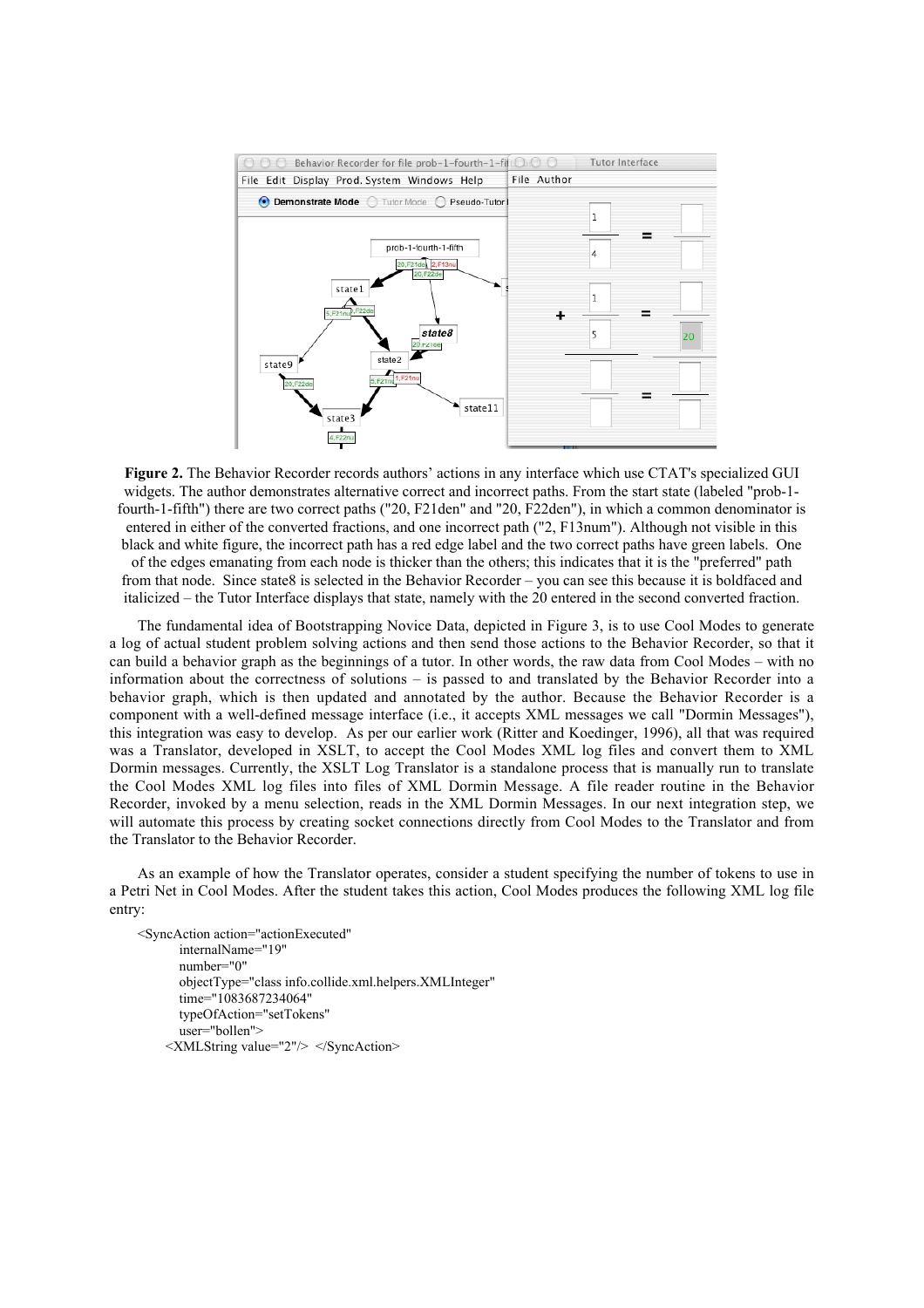**Figure 2.** The Behavior Recorder records authors' actions in any interface which use CTAT's specialized GUI widgets. The author demonstrates alternative correct and incorrect paths. From the start state (labeled "prob-1-fourth-1-fifth") there are two correct paths ("20, F21den" and "20, F22den"), in which a common denominator is entered in either of the converted fractions, and one incorrect path ("2, F13num"). Although not visible in this black and white figure, the incorrect path has a red edge label and the two correct paths have green labels. One of the edges emanating from each node is thicker than the others; this indicates that it is the "preferred" path from that node. Since state8 is selected in the Behavior Recorder – you can see this because it is boldfaced and italicized – the Tutor Interface displays that state, namely with the 20 entered in the second converted fraction.

The fundamental idea of Bootstrapping Novice Data, depicted in Figure 3, is to use Cool Modes to generate a log of actual student problem solving actions and then send those actions to the Behavior Recorder, so that it can build a behavior graph as the beginnings of a tutor. In other words, the raw data from Cool Modes – with no information about the correctness of solutions – is passed to and translated by the Behavior Recorder into a behavior graph, which is then updated and annotated by the author. Because the Behavior Recorder is a component with a well-defined message interface (i.e., it accepts XML messages we call "Dormin Messages"), this integration was easy to develop. As per our earlier work (Ritter and Koedinger, 1996), all that was required was a Translator, developed in XSLT, to accept the Cool Modes XML log files and convert them to XML Dormin messages. Currently, the XSLT Log Translator is a standalone process that is manually run to translate the Cool Modes XML log files into files of XML Dormin Message. A file reader routine in the Behavior Recorder, invoked by a menu selection, reads in the XML Dormin Messages. In our next integration step, we will automate this process by creating socket connections directly from Cool Modes to the Translator and from the Translator to the Behavior Recorder.

As an example of how the Translator operates, consider a student specifying the number of tokens to use in a Petri Net in Cool Modes. After the student takes this action, Cool Modes produces the following XML log file entry:

```
<SyncAction action="actionExecuted"
        internalName="19"
        number="0"
        objectType="class info.collide.xml.helpers.XMLInteger"
        time="1083687234064"
        typeOfAction="setTokens"
        user="bollen">
    <XMLString value="2"/>  </SyncAction>
```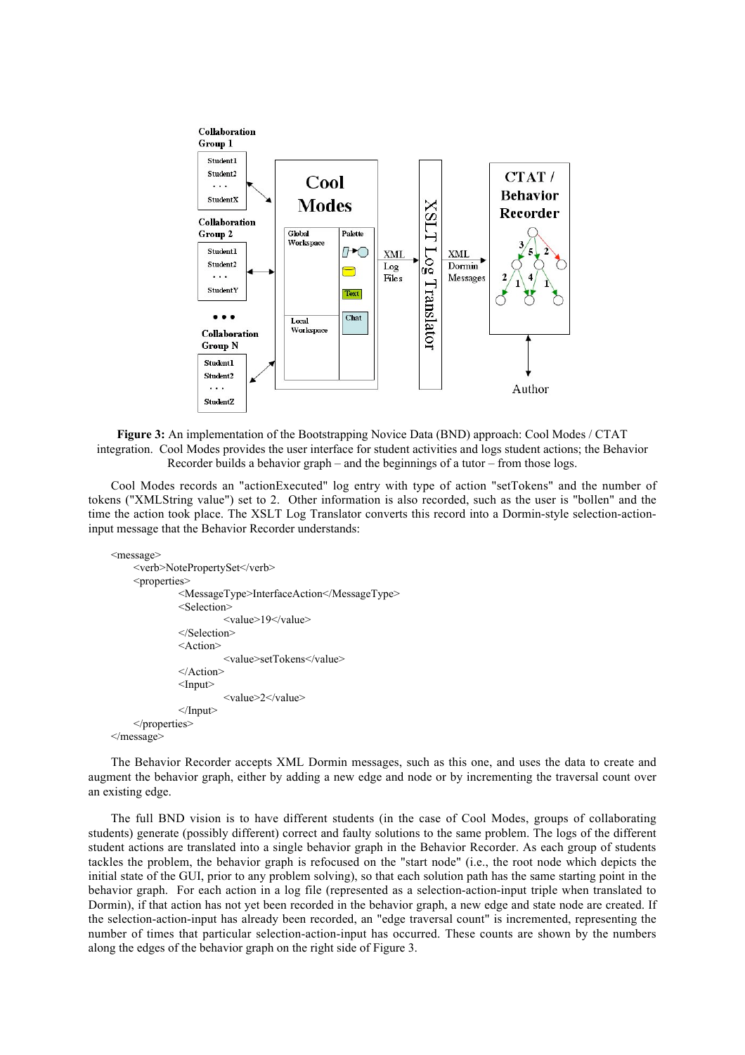**Figure 3:** An implementation of the Bootstrapping Novice Data (BND) approach: Cool Modes / CTAT integration. Cool Modes provides the user interface for student activities and logs student actions; the Behavior Recorder builds a behavior graph – and the beginnings of a tutor – from those logs.

Cool Modes records an "actionExecuted" log entry with type of action "setTokens" and the number of tokens ("XMLString value") set to 2. Other information is also recorded, such as the user is "bollen" and the time the action took place. The XSLT Log Translator converts this record into a Dormin-style selection-action-input message that the Behavior Recorder understands:

```
<message>
    <verb>NotePropertySet</verb>
    <properties>
            <MessageType>InterfaceAction</MessageType>
            <Selection>
                    <value>19</value>
            </Selection>
            <Action>
                    <value>setTokens</value>
            </Action>
            <Input>
                    <value>2</value>
            </Input>
    </properties>
</message>
```

The Behavior Recorder accepts XML Dormin messages, such as this one, and uses the data to create and augment the behavior graph, either by adding a new edge and node or by incrementing the traversal count over an existing edge.

The full BND vision is to have different students (in the case of Cool Modes, groups of collaborating students) generate (possibly different) correct and faulty solutions to the same problem. The logs of the different student actions are translated into a single behavior graph in the Behavior Recorder. As each group of students tackles the problem, the behavior graph is refocused on the "start node" (i.e., the root node which depicts the initial state of the GUI, prior to any problem solving), so that each solution path has the same starting point in the behavior graph. For each action in a log file (represented as a selection-action-input triple when translated to Dormin), if that action has not yet been recorded in the behavior graph, a new edge and state node are created. If the selection-action-input has already been recorded, an "edge traversal count" is incremented, representing the number of times that particular selection-action-input has occurred. These counts are shown by the numbers along the edges of the behavior graph on the right side of Figure 3.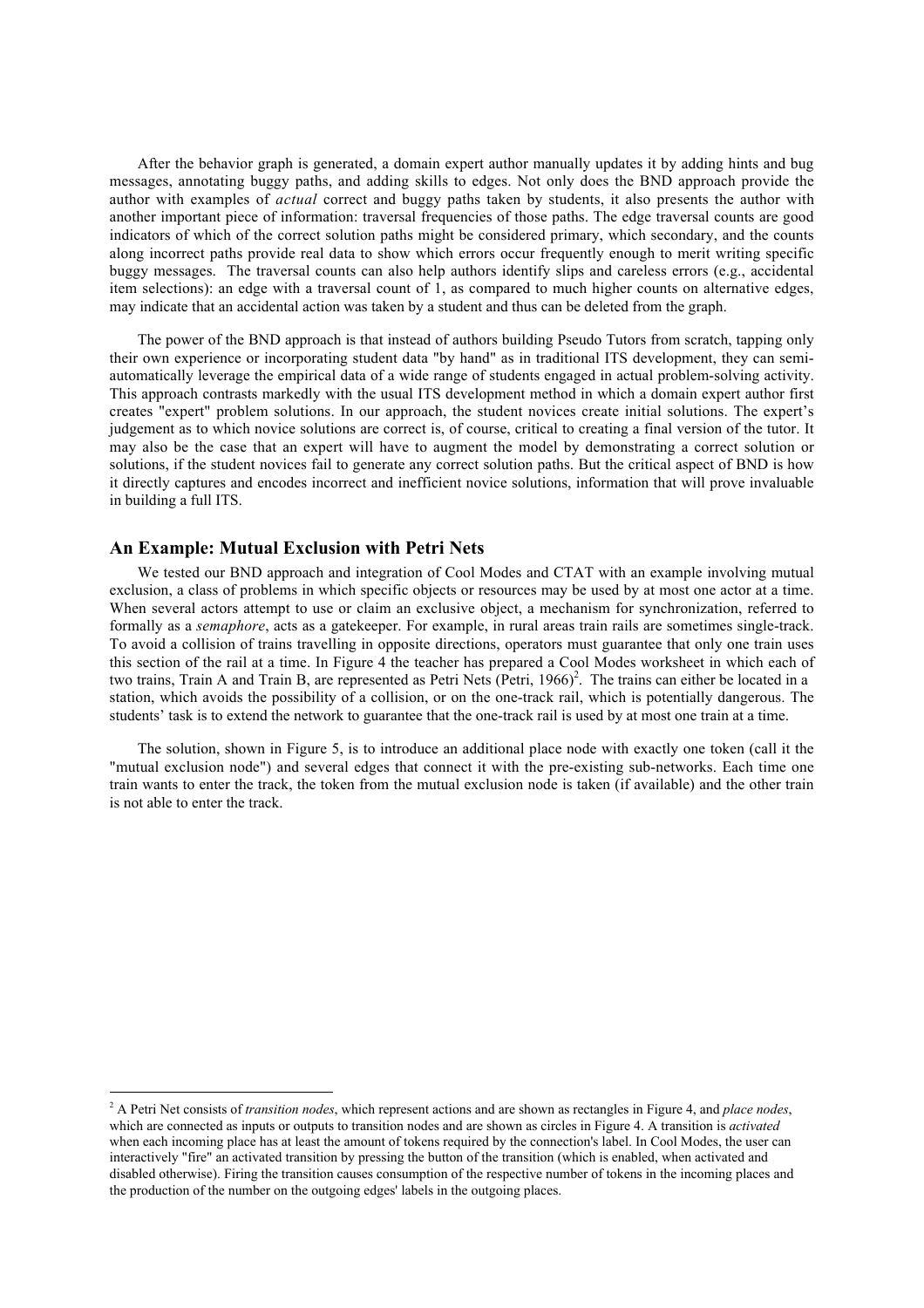After the behavior graph is generated, a domain expert author manually updates it by adding hints and bug messages, annotating buggy paths, and adding skills to edges. Not only does the BND approach provide the author with examples of *actual* correct and buggy paths taken by students, it also presents the author with another important piece of information: traversal frequencies of those paths. The edge traversal counts are good indicators of which of the correct solution paths might be considered primary, which secondary, and the counts along incorrect paths provide real data to show which errors occur frequently enough to merit writing specific buggy messages. The traversal counts can also help authors identify slips and careless errors (e.g., accidental item selections): an edge with a traversal count of 1, as compared to much higher counts on alternative edges, may indicate that an accidental action was taken by a student and thus can be deleted from the graph.

The power of the BND approach is that instead of authors building Pseudo Tutors from scratch, tapping only their own experience or incorporating student data "by hand" as in traditional ITS development, they can semi-automatically leverage the empirical data of a wide range of students engaged in actual problem-solving activity. This approach contrasts markedly with the usual ITS development method in which a domain expert author first creates "expert" problem solutions. In our approach, the student novices create initial solutions. The expert's judgement as to which novice solutions are correct is, of course, critical to creating a final version of the tutor. It may also be the case that an expert will have to augment the model by demonstrating a correct solution or solutions, if the student novices fail to generate any correct solution paths. But the critical aspect of BND is how it directly captures and encodes incorrect and inefficient novice solutions, information that will prove invaluable in building a full ITS.

## An Example: Mutual Exclusion with Petri Nets

We tested our BND approach and integration of Cool Modes and CTAT with an example involving mutual exclusion, a class of problems in which specific objects or resources may be used by at most one actor at a time. When several actors attempt to use or claim an exclusive object, a mechanism for synchronization, referred to formally as a *semaphore*, acts as a gatekeeper. For example, in rural areas train rails are sometimes single-track. To avoid a collision of trains travelling in opposite directions, operators must guarantee that only one train uses this section of the rail at a time. In Figure 4 the teacher has prepared a Cool Modes worksheet in which each of two trains, Train A and Train B, are represented as Petri Nets (Petri, 1966)[2]. The trains can either be located in a station, which avoids the possibility of a collision, or on the one-track rail, which is potentially dangerous. The students' task is to extend the network to guarantee that the one-track rail is used by at most one train at a time.

The solution, shown in Figure 5, is to introduce an additional place node with exactly one token (call it the "mutual exclusion node") and several edges that connect it with the pre-existing sub-networks. Each time one train wants to enter the track, the token from the mutual exclusion node is taken (if available) and the other train is not able to enter the track.

---

[2] A Petri Net consists of *transition nodes*, which represent actions and are shown as rectangles in Figure 4, and *place nodes*, which are connected as inputs or outputs to transition nodes and are shown as circles in Figure 4. A transition is *activated* when each incoming place has at least the amount of tokens required by the connection's label. In Cool Modes, the user can interactively "fire" an activated transition by pressing the button of the transition (which is enabled, when activated and disabled otherwise). Firing the transition causes consumption of the respective number of tokens in the incoming places and the production of the number on the outgoing edges' labels in the outgoing places.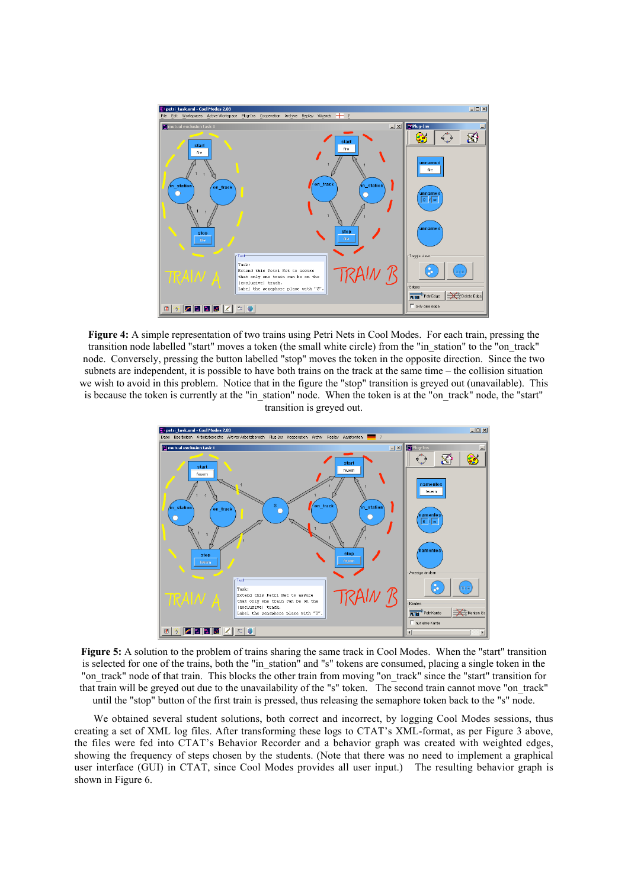**Figure 4:** A simple representation of two trains using Petri Nets in Cool Modes. For each train, pressing the transition node labelled "start" moves a token (the small white circle) from the "in_station" to the "on_track" node. Conversely, pressing the button labelled "stop" moves the token in the opposite direction. Since the two subnets are independent, it is possible to have both trains on the track at the same time – the collision situation we wish to avoid in this problem. Notice that in the figure the "stop" transition is greyed out (unavailable). This is because the token is currently at the "in_station" node. When the token is at the "on_track" node, the "start" transition is greyed out.

**Figure 5:** A solution to the problem of trains sharing the same track in Cool Modes. When the "start" transition is selected for one of the trains, both the "in_station" and "s" tokens are consumed, placing a single token in the "on_track" node of that train. This blocks the other train from moving "on_track" since the "start" transition for that train will be greyed out due to the unavailability of the "s" token. The second train cannot move "on_track" until the "stop" button of the first train is pressed, thus releasing the semaphore token back to the "s" node.

We obtained several student solutions, both correct and incorrect, by logging Cool Modes sessions, thus creating a set of XML log files. After transforming these logs to CTAT's XML-format, as per Figure 3 above, the files were fed into CTAT's Behavior Recorder and a behavior graph was created with weighted edges, showing the frequency of steps chosen by the students. (Note that there was no need to implement a graphical user interface (GUI) in CTAT, since Cool Modes provides all user input.) The resulting behavior graph is shown in Figure 6.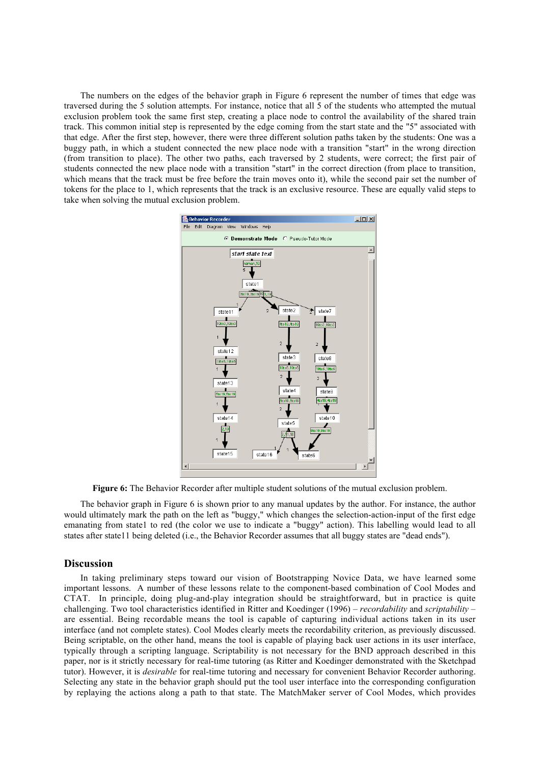The numbers on the edges of the behavior graph in Figure 6 represent the number of times that edge was traversed during the 5 solution attempts. For instance, notice that all 5 of the students who attempted the mutual exclusion problem took the same first step, creating a place node to control the availability of the shared train track. This common initial step is represented by the edge coming from the start state and the "5" associated with that edge. After the first step, however, there were three different solution paths taken by the students: One was a buggy path, in which a student connected the new place node with a transition "start" in the wrong direction (from transition to place). The other two paths, each traversed by 2 students, were correct; the first pair of students connected the new place node with a transition "start" in the correct direction (from place to transition, which means that the track must be free before the train moves onto it), while the second pair set the number of tokens for the place to 1, which represents that the track is an exclusive resource. These are equally valid steps to take when solving the mutual exclusion problem.

**Figure 6:** The Behavior Recorder after multiple student solutions of the mutual exclusion problem.

The behavior graph in Figure 6 is shown prior to any manual updates by the author. For instance, the author would ultimately mark the path on the left as "buggy," which changes the selection-action-input of the first edge emanating from state1 to red (the color we use to indicate a "buggy" action). This labelling would lead to all states after state11 being deleted (i.e., the Behavior Recorder assumes that all buggy states are "dead ends").

## Discussion

In taking preliminary steps toward our vision of Bootstrapping Novice Data, we have learned some important lessons. A number of these lessons relate to the component-based combination of Cool Modes and CTAT. In principle, doing plug-and-play integration should be straightforward, but in practice is quite challenging. Two tool characteristics identified in Ritter and Koedinger (1996) – *recordability* and *scriptability* – are essential. Being recordable means the tool is capable of capturing individual actions taken in its user interface (and not complete states). Cool Modes clearly meets the recordability criterion, as previously discussed. Being scriptable, on the other hand, means the tool is capable of playing back user actions in its user interface, typically through a scripting language. Scriptability is not necessary for the BND approach described in this paper, nor is it strictly necessary for real-time tutoring (as Ritter and Koedinger demonstrated with the Sketchpad tutor). However, it is *desirable* for real-time tutoring and necessary for convenient Behavior Recorder authoring. Selecting any state in the behavior graph should put the tool user interface into the corresponding configuration by replaying the actions along a path to that state. The MatchMaker server of Cool Modes, which provides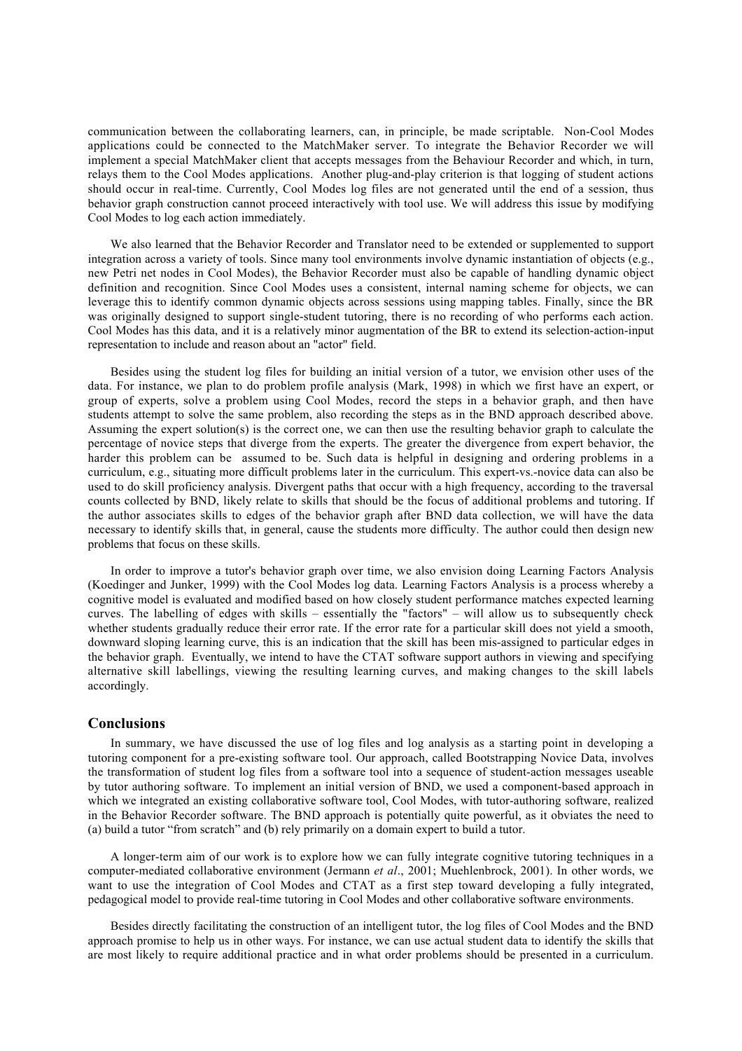communication between the collaborating learners, can, in principle, be made scriptable. Non-Cool Modes applications could be connected to the MatchMaker server. To integrate the Behavior Recorder we will implement a special MatchMaker client that accepts messages from the Behaviour Recorder and which, in turn, relays them to the Cool Modes applications. Another plug-and-play criterion is that logging of student actions should occur in real-time. Currently, Cool Modes log files are not generated until the end of a session, thus behavior graph construction cannot proceed interactively with tool use. We will address this issue by modifying Cool Modes to log each action immediately.

We also learned that the Behavior Recorder and Translator need to be extended or supplemented to support integration across a variety of tools. Since many tool environments involve dynamic instantiation of objects (e.g., new Petri net nodes in Cool Modes), the Behavior Recorder must also be capable of handling dynamic object definition and recognition. Since Cool Modes uses a consistent, internal naming scheme for objects, we can leverage this to identify common dynamic objects across sessions using mapping tables. Finally, since the BR was originally designed to support single-student tutoring, there is no recording of who performs each action. Cool Modes has this data, and it is a relatively minor augmentation of the BR to extend its selection-action-input representation to include and reason about an "actor" field.

Besides using the student log files for building an initial version of a tutor, we envision other uses of the data. For instance, we plan to do problem profile analysis (Mark, 1998) in which we first have an expert, or group of experts, solve a problem using Cool Modes, record the steps in a behavior graph, and then have students attempt to solve the same problem, also recording the steps as in the BND approach described above. Assuming the expert solution(s) is the correct one, we can then use the resulting behavior graph to calculate the percentage of novice steps that diverge from the experts. The greater the divergence from expert behavior, the harder this problem can be assumed to be. Such data is helpful in designing and ordering problems in a curriculum, e.g., situating more difficult problems later in the curriculum. This expert-vs.-novice data can also be used to do skill proficiency analysis. Divergent paths that occur with a high frequency, according to the traversal counts collected by BND, likely relate to skills that should be the focus of additional problems and tutoring. If the author associates skills to edges of the behavior graph after BND data collection, we will have the data necessary to identify skills that, in general, cause the students more difficulty. The author could then design new problems that focus on these skills.

In order to improve a tutor's behavior graph over time, we also envision doing Learning Factors Analysis (Koedinger and Junker, 1999) with the Cool Modes log data. Learning Factors Analysis is a process whereby a cognitive model is evaluated and modified based on how closely student performance matches expected learning curves. The labelling of edges with skills – essentially the "factors" – will allow us to subsequently check whether students gradually reduce their error rate. If the error rate for a particular skill does not yield a smooth, downward sloping learning curve, this is an indication that the skill has been mis-assigned to particular edges in the behavior graph. Eventually, we intend to have the CTAT software support authors in viewing and specifying alternative skill labellings, viewing the resulting learning curves, and making changes to the skill labels accordingly.

## Conclusions

In summary, we have discussed the use of log files and log analysis as a starting point in developing a tutoring component for a pre-existing software tool. Our approach, called Bootstrapping Novice Data, involves the transformation of student log files from a software tool into a sequence of student-action messages useable by tutor authoring software. To implement an initial version of BND, we used a component-based approach in which we integrated an existing collaborative software tool, Cool Modes, with tutor-authoring software, realized in the Behavior Recorder software. The BND approach is potentially quite powerful, as it obviates the need to (a) build a tutor "from scratch" and (b) rely primarily on a domain expert to build a tutor.

A longer-term aim of our work is to explore how we can fully integrate cognitive tutoring techniques in a computer-mediated collaborative environment (Jermann *et al*., 2001; Muehlenbrock, 2001). In other words, we want to use the integration of Cool Modes and CTAT as a first step toward developing a fully integrated, pedagogical model to provide real-time tutoring in Cool Modes and other collaborative software environments.

Besides directly facilitating the construction of an intelligent tutor, the log files of Cool Modes and the BND approach promise to help us in other ways. For instance, we can use actual student data to identify the skills that are most likely to require additional practice and in what order problems should be presented in a curriculum.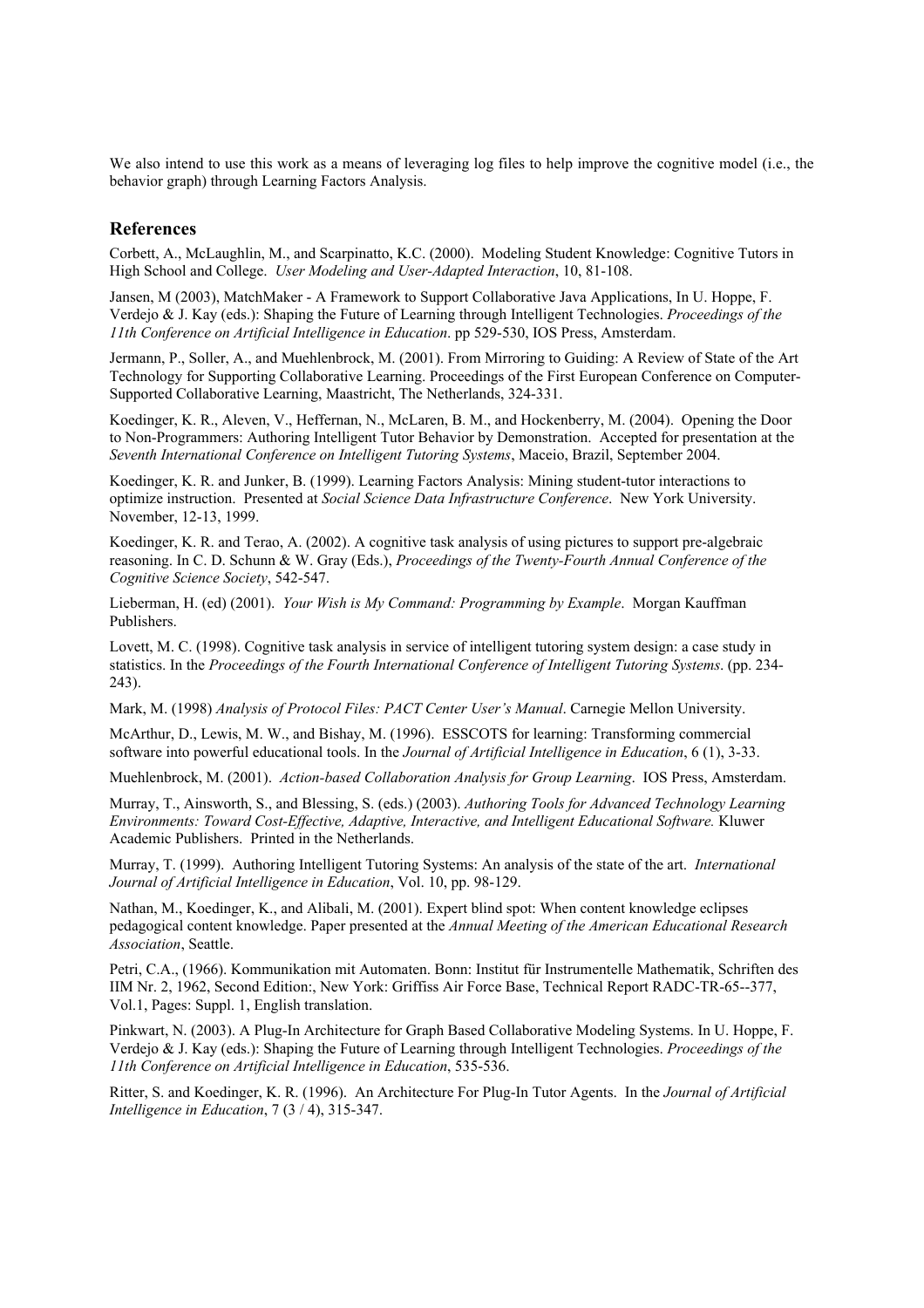We also intend to use this work as a means of leveraging log files to help improve the cognitive model (i.e., the behavior graph) through Learning Factors Analysis.

## References

Corbett, A., McLaughlin, M., and Scarpinatto, K.C. (2000). Modeling Student Knowledge: Cognitive Tutors in High School and College. *User Modeling and User-Adapted Interaction*, 10, 81-108.

Jansen, M (2003), MatchMaker - A Framework to Support Collaborative Java Applications, In U. Hoppe, F. Verdejo & J. Kay (eds.): Shaping the Future of Learning through Intelligent Technologies. *Proceedings of the 11th Conference on Artificial Intelligence in Education*. pp 529-530, IOS Press, Amsterdam.

Jermann, P., Soller, A., and Muehlenbrock, M. (2001). From Mirroring to Guiding: A Review of State of the Art Technology for Supporting Collaborative Learning. Proceedings of the First European Conference on Computer-Supported Collaborative Learning, Maastricht, The Netherlands, 324-331.

Koedinger, K. R., Aleven, V., Heffernan, N., McLaren, B. M., and Hockenberry, M. (2004). Opening the Door to Non-Programmers: Authoring Intelligent Tutor Behavior by Demonstration. Accepted for presentation at the *Seventh International Conference on Intelligent Tutoring Systems*, Maceio, Brazil, September 2004.

Koedinger, K. R. and Junker, B. (1999). Learning Factors Analysis: Mining student-tutor interactions to optimize instruction. Presented at *Social Science Data Infrastructure Conference*. New York University. November, 12-13, 1999.

Koedinger, K. R. and Terao, A. (2002). A cognitive task analysis of using pictures to support pre-algebraic reasoning. In C. D. Schunn & W. Gray (Eds.), *Proceedings of the Twenty-Fourth Annual Conference of the Cognitive Science Society*, 542-547.

Lieberman, H. (ed) (2001). *Your Wish is My Command: Programming by Example*. Morgan Kauffman Publishers.

Lovett, M. C. (1998). Cognitive task analysis in service of intelligent tutoring system design: a case study in statistics. In the *Proceedings of the Fourth International Conference of Intelligent Tutoring Systems*. (pp. 234-243).

Mark, M. (1998) *Analysis of Protocol Files: PACT Center User's Manual*. Carnegie Mellon University.

McArthur, D., Lewis, M. W., and Bishay, M. (1996). ESSCOTS for learning: Transforming commercial software into powerful educational tools. In the *Journal of Artificial Intelligence in Education*, 6 (1), 3-33.

Muehlenbrock, M. (2001). *Action-based Collaboration Analysis for Group Learning*. IOS Press, Amsterdam.

Murray, T., Ainsworth, S., and Blessing, S. (eds.) (2003). *Authoring Tools for Advanced Technology Learning Environments: Toward Cost-Effective, Adaptive, Interactive, and Intelligent Educational Software.* Kluwer Academic Publishers. Printed in the Netherlands.

Murray, T. (1999). Authoring Intelligent Tutoring Systems: An analysis of the state of the art. *International Journal of Artificial Intelligence in Education*, Vol. 10, pp. 98-129.

Nathan, M., Koedinger, K., and Alibali, M. (2001). Expert blind spot: When content knowledge eclipses pedagogical content knowledge. Paper presented at the *Annual Meeting of the American Educational Research Association*, Seattle.

Petri, C.A., (1966). Kommunikation mit Automaten. Bonn: Institut für Instrumentelle Mathematik, Schriften des IIM Nr. 2, 1962, Second Edition:, New York: Griffiss Air Force Base, Technical Report RADC-TR-65--377, Vol.1, Pages: Suppl. 1, English translation.

Pinkwart, N. (2003). A Plug-In Architecture for Graph Based Collaborative Modeling Systems. In U. Hoppe, F. Verdejo & J. Kay (eds.): Shaping the Future of Learning through Intelligent Technologies. *Proceedings of the 11th Conference on Artificial Intelligence in Education*, 535-536.

Ritter, S. and Koedinger, K. R. (1996). An Architecture For Plug-In Tutor Agents. In the *Journal of Artificial Intelligence in Education*, 7 (3 / 4), 315-347.